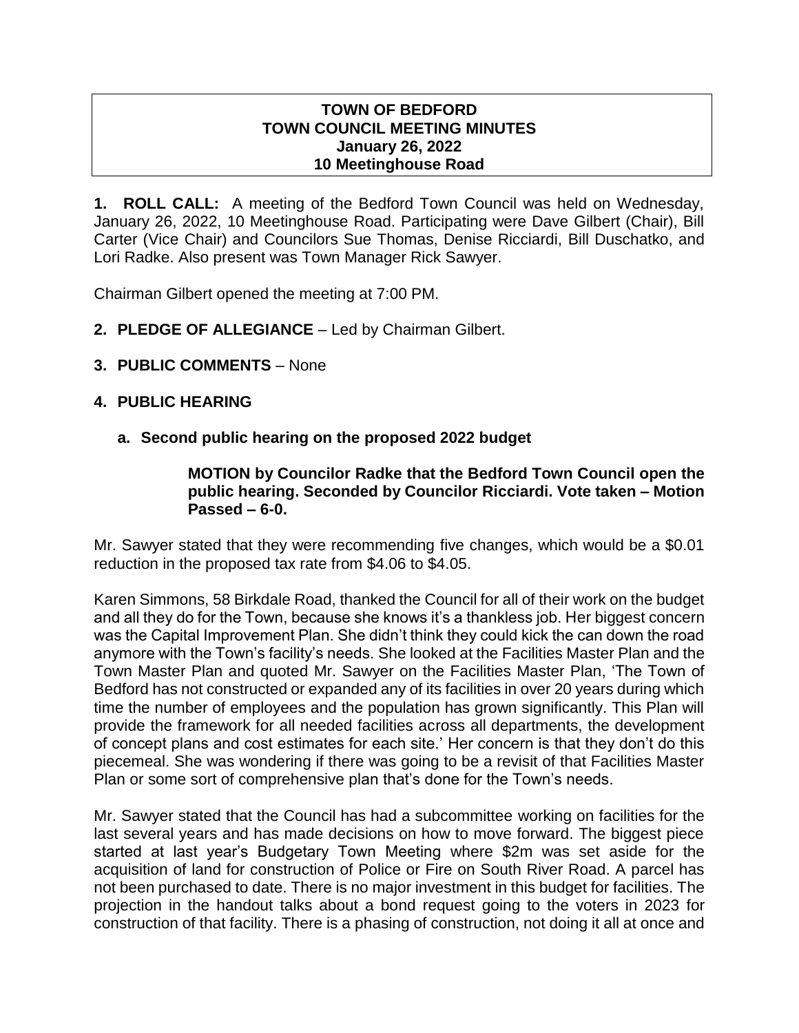**TOWN OF BEDFORD**
**TOWN COUNCIL MEETING MINUTES**
**January 26, 2022**
**10 Meetinghouse Road**

**1. ROLL CALL:** A meeting of the Bedford Town Council was held on Wednesday, January 26, 2022, 10 Meetinghouse Road. Participating were Dave Gilbert (Chair), Bill Carter (Vice Chair) and Councilors Sue Thomas, Denise Ricciardi, Bill Duschatko, and Lori Radke. Also present was Town Manager Rick Sawyer.

Chairman Gilbert opened the meeting at 7:00 PM.

**2. PLEDGE OF ALLEGIANCE** – Led by Chairman Gilbert.

**3. PUBLIC COMMENTS** – None

**4. PUBLIC HEARING**

**a. Second public hearing on the proposed 2022 budget**

> **MOTION by Councilor Radke that the Bedford Town Council open the public hearing. Seconded by Councilor Ricciardi. Vote taken – Motion Passed – 6-0.**

Mr. Sawyer stated that they were recommending five changes, which would be a $0.01 reduction in the proposed tax rate from $4.06 to $4.05.

Karen Simmons, 58 Birkdale Road, thanked the Council for all of their work on the budget and all they do for the Town, because she knows it's a thankless job. Her biggest concern was the Capital Improvement Plan. She didn't think they could kick the can down the road anymore with the Town's facility's needs. She looked at the Facilities Master Plan and the Town Master Plan and quoted Mr. Sawyer on the Facilities Master Plan, 'The Town of Bedford has not constructed or expanded any of its facilities in over 20 years during which time the number of employees and the population has grown significantly. This Plan will provide the framework for all needed facilities across all departments, the development of concept plans and cost estimates for each site.' Her concern is that they don't do this piecemeal. She was wondering if there was going to be a revisit of that Facilities Master Plan or some sort of comprehensive plan that's done for the Town's needs.

Mr. Sawyer stated that the Council has had a subcommittee working on facilities for the last several years and has made decisions on how to move forward. The biggest piece started at last year's Budgetary Town Meeting where $2m was set aside for the acquisition of land for construction of Police or Fire on South River Road. A parcel has not been purchased to date. There is no major investment in this budget for facilities. The projection in the handout talks about a bond request going to the voters in 2023 for construction of that facility. There is a phasing of construction, not doing it all at once and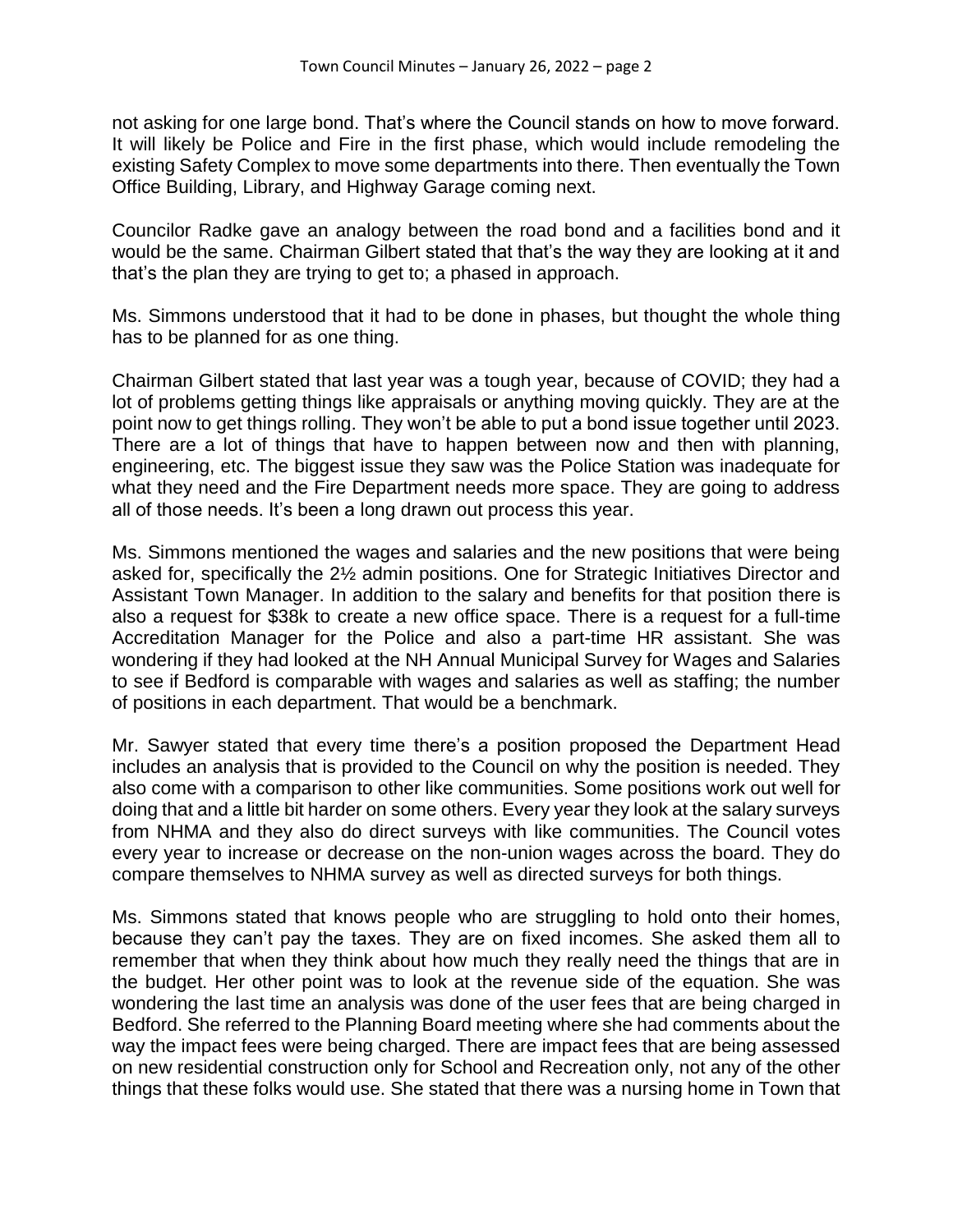not asking for one large bond. That's where the Council stands on how to move forward. It will likely be Police and Fire in the first phase, which would include remodeling the existing Safety Complex to move some departments into there. Then eventually the Town Office Building, Library, and Highway Garage coming next.

Councilor Radke gave an analogy between the road bond and a facilities bond and it would be the same. Chairman Gilbert stated that that's the way they are looking at it and that's the plan they are trying to get to; a phased in approach.

Ms. Simmons understood that it had to be done in phases, but thought the whole thing has to be planned for as one thing.

Chairman Gilbert stated that last year was a tough year, because of COVID; they had a lot of problems getting things like appraisals or anything moving quickly. They are at the point now to get things rolling. They won't be able to put a bond issue together until 2023. There are a lot of things that have to happen between now and then with planning, engineering, etc. The biggest issue they saw was the Police Station was inadequate for what they need and the Fire Department needs more space. They are going to address all of those needs. It's been a long drawn out process this year.

Ms. Simmons mentioned the wages and salaries and the new positions that were being asked for, specifically the 2½ admin positions. One for Strategic Initiatives Director and Assistant Town Manager. In addition to the salary and benefits for that position there is also a request for $38k to create a new office space. There is a request for a full-time Accreditation Manager for the Police and also a part-time HR assistant. She was wondering if they had looked at the NH Annual Municipal Survey for Wages and Salaries to see if Bedford is comparable with wages and salaries as well as staffing; the number of positions in each department. That would be a benchmark.

Mr. Sawyer stated that every time there's a position proposed the Department Head includes an analysis that is provided to the Council on why the position is needed. They also come with a comparison to other like communities. Some positions work out well for doing that and a little bit harder on some others. Every year they look at the salary surveys from NHMA and they also do direct surveys with like communities. The Council votes every year to increase or decrease on the non-union wages across the board. They do compare themselves to NHMA survey as well as directed surveys for both things.

Ms. Simmons stated that knows people who are struggling to hold onto their homes, because they can't pay the taxes. They are on fixed incomes. She asked them all to remember that when they think about how much they really need the things that are in the budget. Her other point was to look at the revenue side of the equation. She was wondering the last time an analysis was done of the user fees that are being charged in Bedford. She referred to the Planning Board meeting where she had comments about the way the impact fees were being charged. There are impact fees that are being assessed on new residential construction only for School and Recreation only, not any of the other things that these folks would use. She stated that there was a nursing home in Town that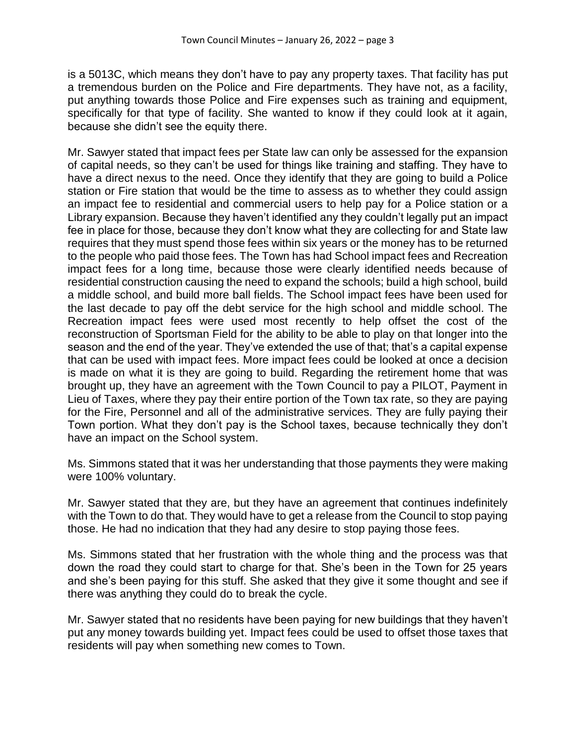is a 5013C, which means they don't have to pay any property taxes. That facility has put a tremendous burden on the Police and Fire departments. They have not, as a facility, put anything towards those Police and Fire expenses such as training and equipment, specifically for that type of facility. She wanted to know if they could look at it again, because she didn't see the equity there.

Mr. Sawyer stated that impact fees per State law can only be assessed for the expansion of capital needs, so they can't be used for things like training and staffing. They have to have a direct nexus to the need. Once they identify that they are going to build a Police station or Fire station that would be the time to assess as to whether they could assign an impact fee to residential and commercial users to help pay for a Police station or a Library expansion. Because they haven't identified any they couldn't legally put an impact fee in place for those, because they don't know what they are collecting for and State law requires that they must spend those fees within six years or the money has to be returned to the people who paid those fees. The Town has had School impact fees and Recreation impact fees for a long time, because those were clearly identified needs because of residential construction causing the need to expand the schools; build a high school, build a middle school, and build more ball fields. The School impact fees have been used for the last decade to pay off the debt service for the high school and middle school. The Recreation impact fees were used most recently to help offset the cost of the reconstruction of Sportsman Field for the ability to be able to play on that longer into the season and the end of the year. They've extended the use of that; that's a capital expense that can be used with impact fees. More impact fees could be looked at once a decision is made on what it is they are going to build. Regarding the retirement home that was brought up, they have an agreement with the Town Council to pay a PILOT, Payment in Lieu of Taxes, where they pay their entire portion of the Town tax rate, so they are paying for the Fire, Personnel and all of the administrative services. They are fully paying their Town portion. What they don't pay is the School taxes, because technically they don't have an impact on the School system.

Ms. Simmons stated that it was her understanding that those payments they were making were 100% voluntary.

Mr. Sawyer stated that they are, but they have an agreement that continues indefinitely with the Town to do that. They would have to get a release from the Council to stop paying those. He had no indication that they had any desire to stop paying those fees.

Ms. Simmons stated that her frustration with the whole thing and the process was that down the road they could start to charge for that. She's been in the Town for 25 years and she's been paying for this stuff. She asked that they give it some thought and see if there was anything they could do to break the cycle.

Mr. Sawyer stated that no residents have been paying for new buildings that they haven't put any money towards building yet. Impact fees could be used to offset those taxes that residents will pay when something new comes to Town.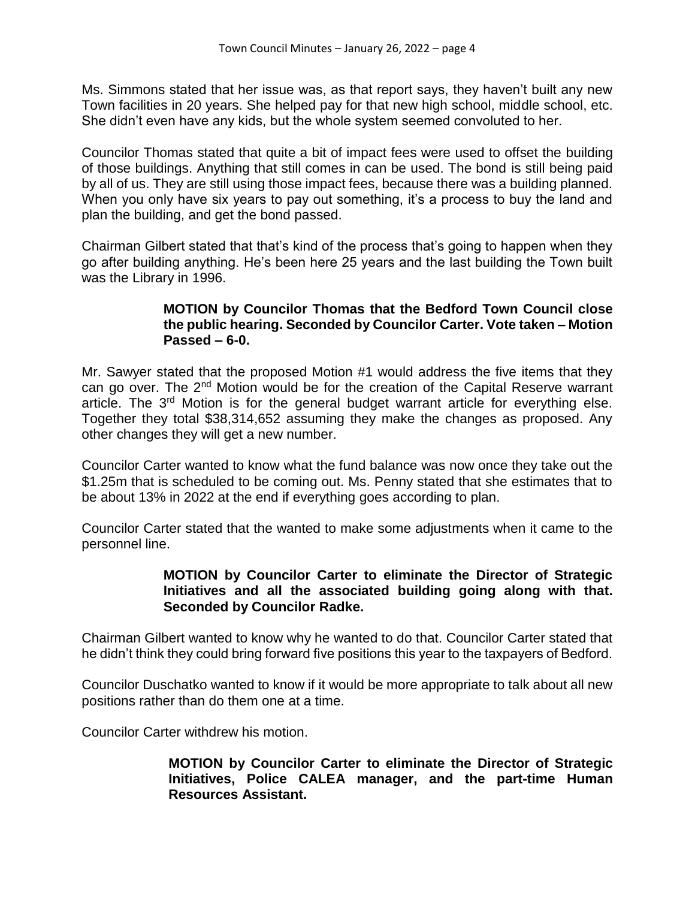Ms. Simmons stated that her issue was, as that report says, they haven't built any new Town facilities in 20 years. She helped pay for that new high school, middle school, etc. She didn't even have any kids, but the whole system seemed convoluted to her.

Councilor Thomas stated that quite a bit of impact fees were used to offset the building of those buildings. Anything that still comes in can be used. The bond is still being paid by all of us. They are still using those impact fees, because there was a building planned. When you only have six years to pay out something, it's a process to buy the land and plan the building, and get the bond passed.

Chairman Gilbert stated that that's kind of the process that's going to happen when they go after building anything. He's been here 25 years and the last building the Town built was the Library in 1996.

> **MOTION by Councilor Thomas that the Bedford Town Council close the public hearing. Seconded by Councilor Carter. Vote taken – Motion Passed – 6-0.**

Mr. Sawyer stated that the proposed Motion #1 would address the five items that they can go over. The 2nd Motion would be for the creation of the Capital Reserve warrant article. The 3rd Motion is for the general budget warrant article for everything else. Together they total $38,314,652 assuming they make the changes as proposed. Any other changes they will get a new number.

Councilor Carter wanted to know what the fund balance was now once they take out the $1.25m that is scheduled to be coming out. Ms. Penny stated that she estimates that to be about 13% in 2022 at the end if everything goes according to plan.

Councilor Carter stated that the wanted to make some adjustments when it came to the personnel line.

> **MOTION by Councilor Carter to eliminate the Director of Strategic Initiatives and all the associated building going along with that. Seconded by Councilor Radke.**

Chairman Gilbert wanted to know why he wanted to do that. Councilor Carter stated that he didn't think they could bring forward five positions this year to the taxpayers of Bedford.

Councilor Duschatko wanted to know if it would be more appropriate to talk about all new positions rather than do them one at a time.

Councilor Carter withdrew his motion.

> **MOTION by Councilor Carter to eliminate the Director of Strategic Initiatives, Police CALEA manager, and the part-time Human Resources Assistant.**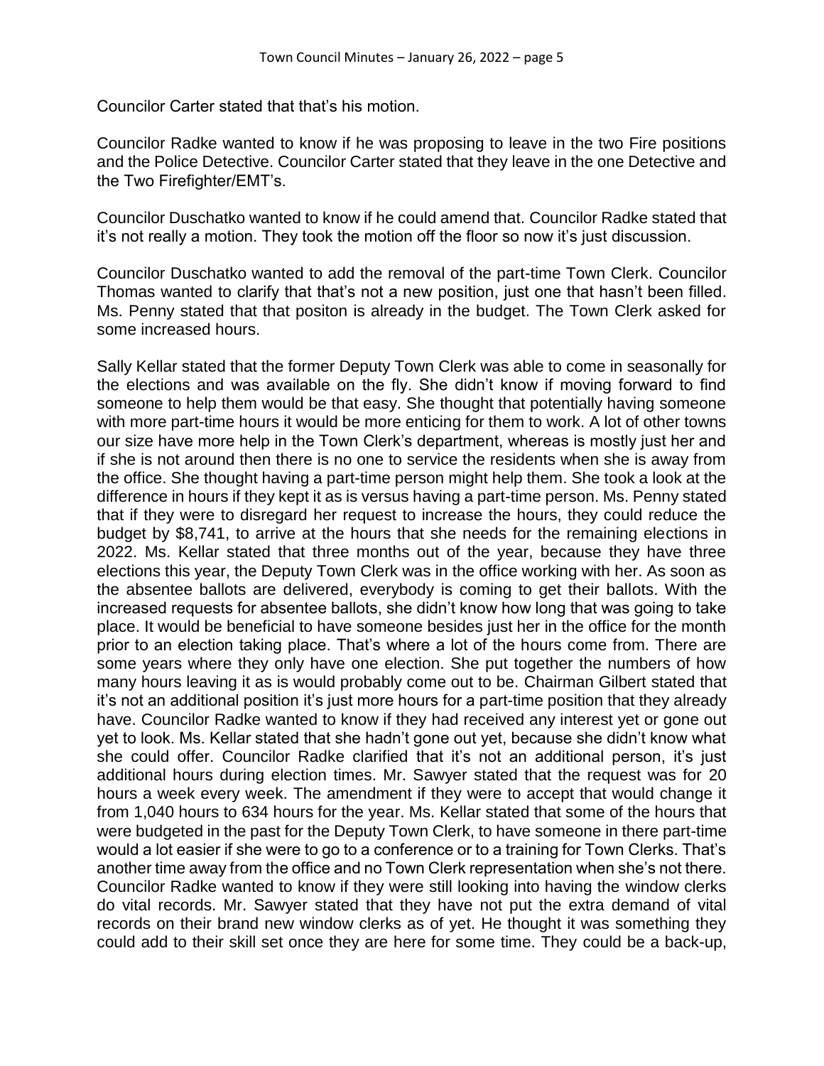Councilor Carter stated that that's his motion.

Councilor Radke wanted to know if he was proposing to leave in the two Fire positions and the Police Detective. Councilor Carter stated that they leave in the one Detective and the Two Firefighter/EMT's.

Councilor Duschatko wanted to know if he could amend that. Councilor Radke stated that it's not really a motion. They took the motion off the floor so now it's just discussion.

Councilor Duschatko wanted to add the removal of the part-time Town Clerk. Councilor Thomas wanted to clarify that that's not a new position, just one that hasn't been filled. Ms. Penny stated that that positon is already in the budget. The Town Clerk asked for some increased hours.

Sally Kellar stated that the former Deputy Town Clerk was able to come in seasonally for the elections and was available on the fly. She didn't know if moving forward to find someone to help them would be that easy. She thought that potentially having someone with more part-time hours it would be more enticing for them to work. A lot of other towns our size have more help in the Town Clerk's department, whereas is mostly just her and if she is not around then there is no one to service the residents when she is away from the office. She thought having a part-time person might help them. She took a look at the difference in hours if they kept it as is versus having a part-time person. Ms. Penny stated that if they were to disregard her request to increase the hours, they could reduce the budget by $8,741, to arrive at the hours that she needs for the remaining elections in 2022. Ms. Kellar stated that three months out of the year, because they have three elections this year, the Deputy Town Clerk was in the office working with her. As soon as the absentee ballots are delivered, everybody is coming to get their ballots. With the increased requests for absentee ballots, she didn't know how long that was going to take place. It would be beneficial to have someone besides just her in the office for the month prior to an election taking place. That's where a lot of the hours come from. There are some years where they only have one election. She put together the numbers of how many hours leaving it as is would probably come out to be. Chairman Gilbert stated that it's not an additional position it's just more hours for a part-time position that they already have. Councilor Radke wanted to know if they had received any interest yet or gone out yet to look. Ms. Kellar stated that she hadn't gone out yet, because she didn't know what she could offer. Councilor Radke clarified that it's not an additional person, it's just additional hours during election times. Mr. Sawyer stated that the request was for 20 hours a week every week. The amendment if they were to accept that would change it from 1,040 hours to 634 hours for the year. Ms. Kellar stated that some of the hours that were budgeted in the past for the Deputy Town Clerk, to have someone in there part-time would a lot easier if she were to go to a conference or to a training for Town Clerks. That's another time away from the office and no Town Clerk representation when she's not there. Councilor Radke wanted to know if they were still looking into having the window clerks do vital records. Mr. Sawyer stated that they have not put the extra demand of vital records on their brand new window clerks as of yet. He thought it was something they could add to their skill set once they are here for some time. They could be a back-up,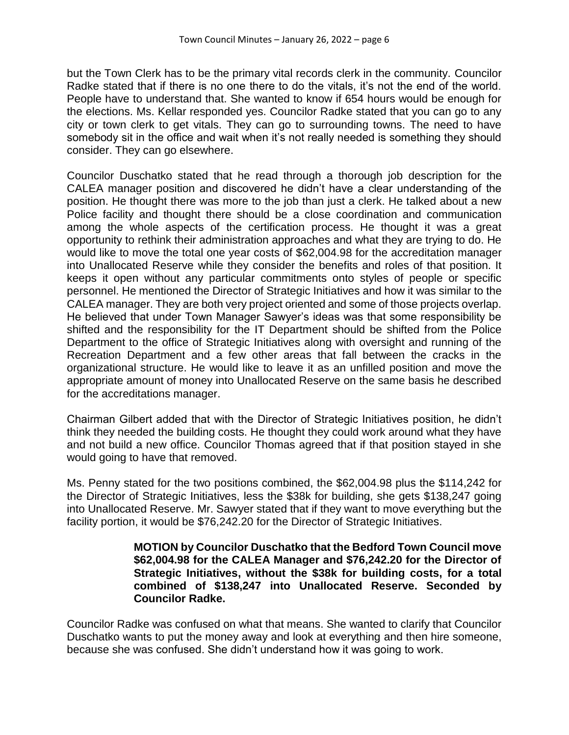but the Town Clerk has to be the primary vital records clerk in the community. Councilor Radke stated that if there is no one there to do the vitals, it's not the end of the world. People have to understand that. She wanted to know if 654 hours would be enough for the elections. Ms. Kellar responded yes. Councilor Radke stated that you can go to any city or town clerk to get vitals. They can go to surrounding towns. The need to have somebody sit in the office and wait when it's not really needed is something they should consider. They can go elsewhere.

Councilor Duschatko stated that he read through a thorough job description for the CALEA manager position and discovered he didn't have a clear understanding of the position. He thought there was more to the job than just a clerk. He talked about a new Police facility and thought there should be a close coordination and communication among the whole aspects of the certification process. He thought it was a great opportunity to rethink their administration approaches and what they are trying to do. He would like to move the total one year costs of $62,004.98 for the accreditation manager into Unallocated Reserve while they consider the benefits and roles of that position. It keeps it open without any particular commitments onto styles of people or specific personnel. He mentioned the Director of Strategic Initiatives and how it was similar to the CALEA manager. They are both very project oriented and some of those projects overlap. He believed that under Town Manager Sawyer's ideas was that some responsibility be shifted and the responsibility for the IT Department should be shifted from the Police Department to the office of Strategic Initiatives along with oversight and running of the Recreation Department and a few other areas that fall between the cracks in the organizational structure. He would like to leave it as an unfilled position and move the appropriate amount of money into Unallocated Reserve on the same basis he described for the accreditations manager.

Chairman Gilbert added that with the Director of Strategic Initiatives position, he didn't think they needed the building costs. He thought they could work around what they have and not build a new office. Councilor Thomas agreed that if that position stayed in she would going to have that removed.

Ms. Penny stated for the two positions combined, the $62,004.98 plus the $114,242 for the Director of Strategic Initiatives, less the $38k for building, she gets $138,247 going into Unallocated Reserve. Mr. Sawyer stated that if they want to move everything but the facility portion, it would be $76,242.20 for the Director of Strategic Initiatives.

> **MOTION by Councilor Duschatko that the Bedford Town Council move $62,004.98 for the CALEA Manager and $76,242.20 for the Director of Strategic Initiatives, without the $38k for building costs, for a total combined of $138,247 into Unallocated Reserve. Seconded by Councilor Radke.**

Councilor Radke was confused on what that means. She wanted to clarify that Councilor Duschatko wants to put the money away and look at everything and then hire someone, because she was confused. She didn't understand how it was going to work.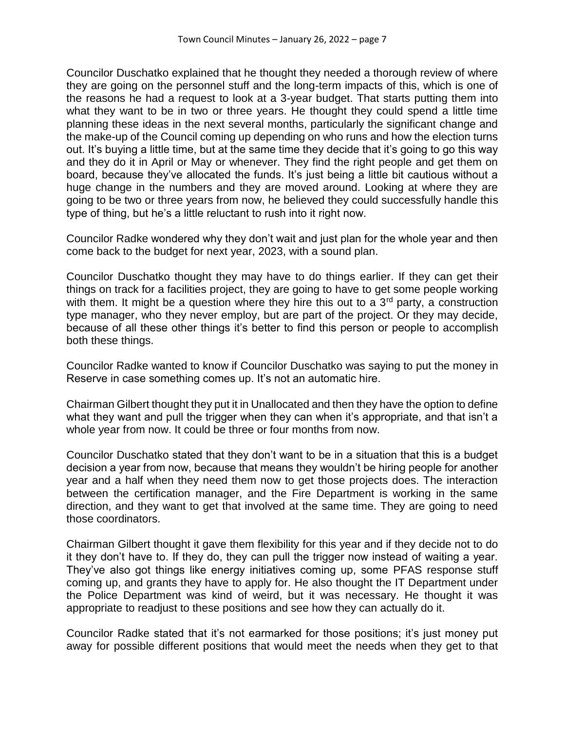Councilor Duschatko explained that he thought they needed a thorough review of where they are going on the personnel stuff and the long-term impacts of this, which is one of the reasons he had a request to look at a 3-year budget. That starts putting them into what they want to be in two or three years. He thought they could spend a little time planning these ideas in the next several months, particularly the significant change and the make-up of the Council coming up depending on who runs and how the election turns out. It's buying a little time, but at the same time they decide that it's going to go this way and they do it in April or May or whenever. They find the right people and get them on board, because they've allocated the funds. It's just being a little bit cautious without a huge change in the numbers and they are moved around. Looking at where they are going to be two or three years from now, he believed they could successfully handle this type of thing, but he's a little reluctant to rush into it right now.

Councilor Radke wondered why they don't wait and just plan for the whole year and then come back to the budget for next year, 2023, with a sound plan.

Councilor Duschatko thought they may have to do things earlier. If they can get their things on track for a facilities project, they are going to have to get some people working with them. It might be a question where they hire this out to a 3rd party, a construction type manager, who they never employ, but are part of the project. Or they may decide, because of all these other things it's better to find this person or people to accomplish both these things.

Councilor Radke wanted to know if Councilor Duschatko was saying to put the money in Reserve in case something comes up. It's not an automatic hire.

Chairman Gilbert thought they put it in Unallocated and then they have the option to define what they want and pull the trigger when they can when it's appropriate, and that isn't a whole year from now. It could be three or four months from now.

Councilor Duschatko stated that they don't want to be in a situation that this is a budget decision a year from now, because that means they wouldn't be hiring people for another year and a half when they need them now to get those projects does. The interaction between the certification manager, and the Fire Department is working in the same direction, and they want to get that involved at the same time. They are going to need those coordinators.

Chairman Gilbert thought it gave them flexibility for this year and if they decide not to do it they don't have to. If they do, they can pull the trigger now instead of waiting a year. They've also got things like energy initiatives coming up, some PFAS response stuff coming up, and grants they have to apply for. He also thought the IT Department under the Police Department was kind of weird, but it was necessary. He thought it was appropriate to readjust to these positions and see how they can actually do it.

Councilor Radke stated that it's not earmarked for those positions; it's just money put away for possible different positions that would meet the needs when they get to that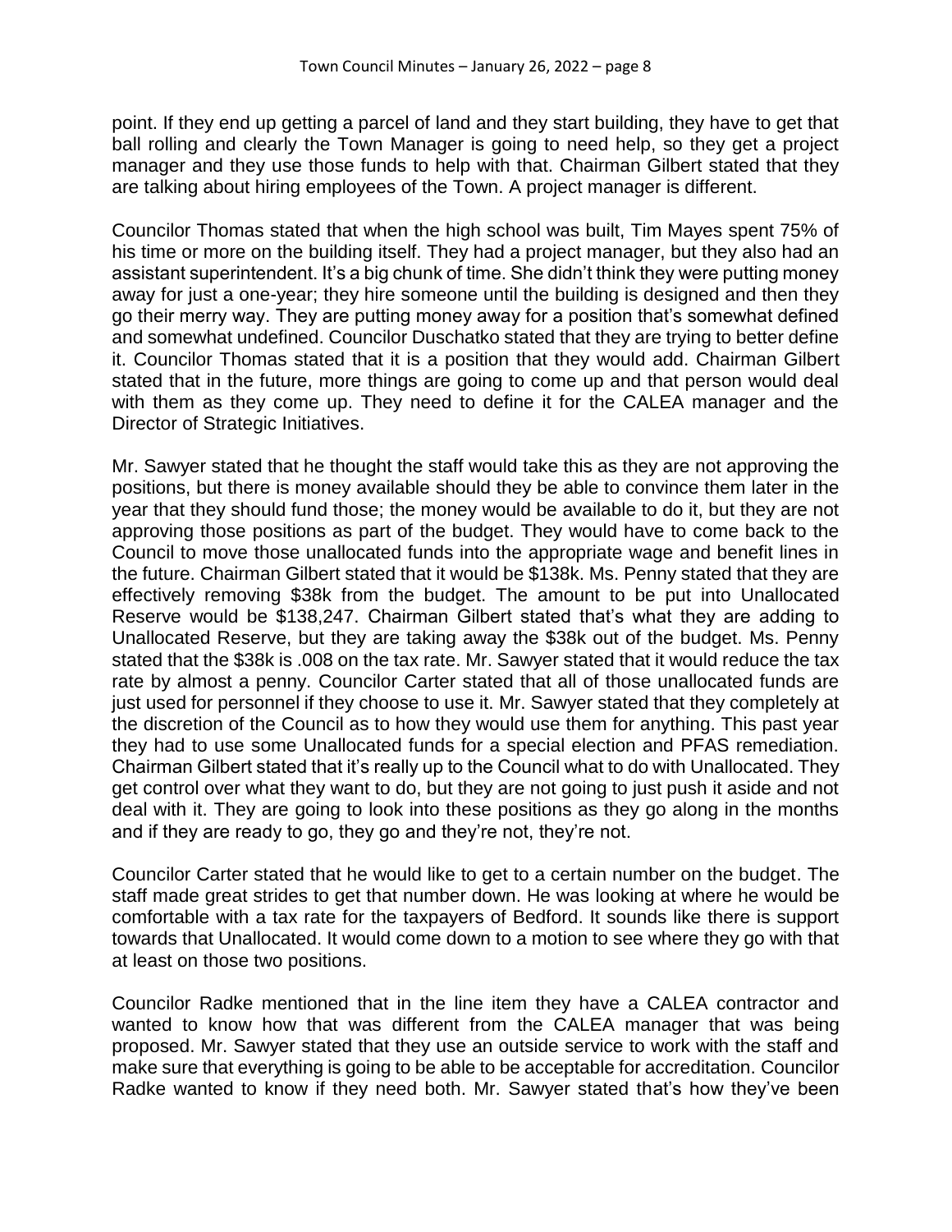point. If they end up getting a parcel of land and they start building, they have to get that ball rolling and clearly the Town Manager is going to need help, so they get a project manager and they use those funds to help with that. Chairman Gilbert stated that they are talking about hiring employees of the Town. A project manager is different.

Councilor Thomas stated that when the high school was built, Tim Mayes spent 75% of his time or more on the building itself. They had a project manager, but they also had an assistant superintendent. It's a big chunk of time. She didn't think they were putting money away for just a one-year; they hire someone until the building is designed and then they go their merry way. They are putting money away for a position that's somewhat defined and somewhat undefined. Councilor Duschatko stated that they are trying to better define it. Councilor Thomas stated that it is a position that they would add. Chairman Gilbert stated that in the future, more things are going to come up and that person would deal with them as they come up. They need to define it for the CALEA manager and the Director of Strategic Initiatives.

Mr. Sawyer stated that he thought the staff would take this as they are not approving the positions, but there is money available should they be able to convince them later in the year that they should fund those; the money would be available to do it, but they are not approving those positions as part of the budget. They would have to come back to the Council to move those unallocated funds into the appropriate wage and benefit lines in the future. Chairman Gilbert stated that it would be $138k. Ms. Penny stated that they are effectively removing $38k from the budget. The amount to be put into Unallocated Reserve would be $138,247. Chairman Gilbert stated that's what they are adding to Unallocated Reserve, but they are taking away the $38k out of the budget. Ms. Penny stated that the $38k is .008 on the tax rate. Mr. Sawyer stated that it would reduce the tax rate by almost a penny. Councilor Carter stated that all of those unallocated funds are just used for personnel if they choose to use it. Mr. Sawyer stated that they completely at the discretion of the Council as to how they would use them for anything. This past year they had to use some Unallocated funds for a special election and PFAS remediation. Chairman Gilbert stated that it's really up to the Council what to do with Unallocated. They get control over what they want to do, but they are not going to just push it aside and not deal with it. They are going to look into these positions as they go along in the months and if they are ready to go, they go and they're not, they're not.

Councilor Carter stated that he would like to get to a certain number on the budget. The staff made great strides to get that number down. He was looking at where he would be comfortable with a tax rate for the taxpayers of Bedford. It sounds like there is support towards that Unallocated. It would come down to a motion to see where they go with that at least on those two positions.

Councilor Radke mentioned that in the line item they have a CALEA contractor and wanted to know how that was different from the CALEA manager that was being proposed. Mr. Sawyer stated that they use an outside service to work with the staff and make sure that everything is going to be able to be acceptable for accreditation. Councilor Radke wanted to know if they need both. Mr. Sawyer stated that's how they've been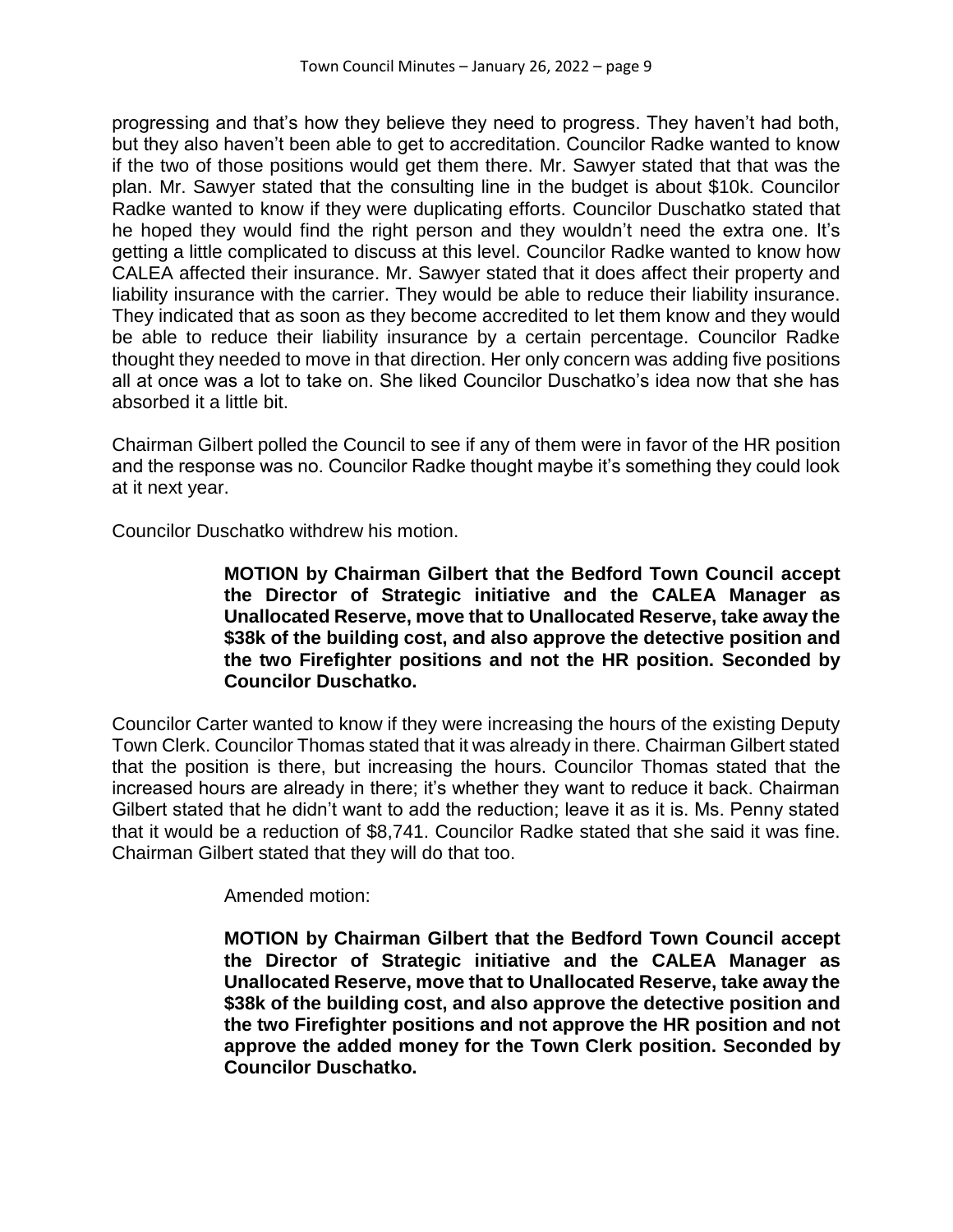progressing and that's how they believe they need to progress. They haven't had both, but they also haven't been able to get to accreditation. Councilor Radke wanted to know if the two of those positions would get them there. Mr. Sawyer stated that that was the plan. Mr. Sawyer stated that the consulting line in the budget is about $10k. Councilor Radke wanted to know if they were duplicating efforts. Councilor Duschatko stated that he hoped they would find the right person and they wouldn't need the extra one. It's getting a little complicated to discuss at this level. Councilor Radke wanted to know how CALEA affected their insurance. Mr. Sawyer stated that it does affect their property and liability insurance with the carrier. They would be able to reduce their liability insurance. They indicated that as soon as they become accredited to let them know and they would be able to reduce their liability insurance by a certain percentage. Councilor Radke thought they needed to move in that direction. Her only concern was adding five positions all at once was a lot to take on. She liked Councilor Duschatko's idea now that she has absorbed it a little bit.

Chairman Gilbert polled the Council to see if any of them were in favor of the HR position and the response was no. Councilor Radke thought maybe it's something they could look at it next year.

Councilor Duschatko withdrew his motion.

> **MOTION by Chairman Gilbert that the Bedford Town Council accept the Director of Strategic initiative and the CALEA Manager as Unallocated Reserve, move that to Unallocated Reserve, take away the $38k of the building cost, and also approve the detective position and the two Firefighter positions and not the HR position. Seconded by Councilor Duschatko.**

Councilor Carter wanted to know if they were increasing the hours of the existing Deputy Town Clerk. Councilor Thomas stated that it was already in there. Chairman Gilbert stated that the position is there, but increasing the hours. Councilor Thomas stated that the increased hours are already in there; it's whether they want to reduce it back. Chairman Gilbert stated that he didn't want to add the reduction; leave it as it is. Ms. Penny stated that it would be a reduction of $8,741. Councilor Radke stated that she said it was fine. Chairman Gilbert stated that they will do that too.

> Amended motion:
>
> **MOTION by Chairman Gilbert that the Bedford Town Council accept the Director of Strategic initiative and the CALEA Manager as Unallocated Reserve, move that to Unallocated Reserve, take away the $38k of the building cost, and also approve the detective position and the two Firefighter positions and not approve the HR position and not approve the added money for the Town Clerk position. Seconded by Councilor Duschatko.**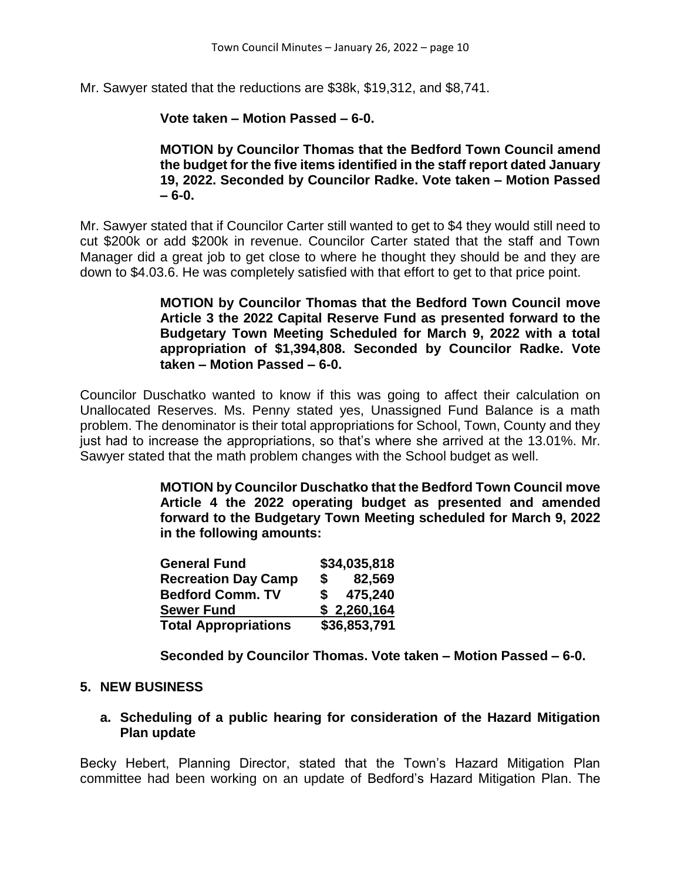Mr. Sawyer stated that the reductions are $38k, $19,312, and $8,741.

**Vote taken – Motion Passed – 6-0.**

**MOTION by Councilor Thomas that the Bedford Town Council amend the budget for the five items identified in the staff report dated January 19, 2022. Seconded by Councilor Radke. Vote taken – Motion Passed – 6-0.**

Mr. Sawyer stated that if Councilor Carter still wanted to get to $4 they would still need to cut $200k or add $200k in revenue. Councilor Carter stated that the staff and Town Manager did a great job to get close to where he thought they should be and they are down to $4.03.6. He was completely satisfied with that effort to get to that price point.

**MOTION by Councilor Thomas that the Bedford Town Council move Article 3 the 2022 Capital Reserve Fund as presented forward to the Budgetary Town Meeting Scheduled for March 9, 2022 with a total appropriation of $1,394,808. Seconded by Councilor Radke. Vote taken – Motion Passed – 6-0.**

Councilor Duschatko wanted to know if this was going to affect their calculation on Unallocated Reserves. Ms. Penny stated yes, Unassigned Fund Balance is a math problem. The denominator is their total appropriations for School, Town, County and they just had to increase the appropriations, so that's where she arrived at the 13.01%. Mr. Sawyer stated that the math problem changes with the School budget as well.

**MOTION by Councilor Duschatko that the Bedford Town Council move Article 4 the 2022 operating budget as presented and amended forward to the Budgetary Town Meeting scheduled for March 9, 2022 in the following amounts:**

| | |
|---|---|
| **General Fund** | **$34,035,818** |
| **Recreation Day Camp** | **$ 82,569** |
| **Bedford Comm. TV** | **$ 475,240** |
| **Sewer Fund** | **$ 2,260,164** |
| **Total Appropriations** | **$36,853,791** |

**Seconded by Councilor Thomas. Vote taken – Motion Passed – 6-0.**

## 5. NEW BUSINESS

### a. Scheduling of a public hearing for consideration of the Hazard Mitigation Plan update

Becky Hebert, Planning Director, stated that the Town's Hazard Mitigation Plan committee had been working on an update of Bedford's Hazard Mitigation Plan. The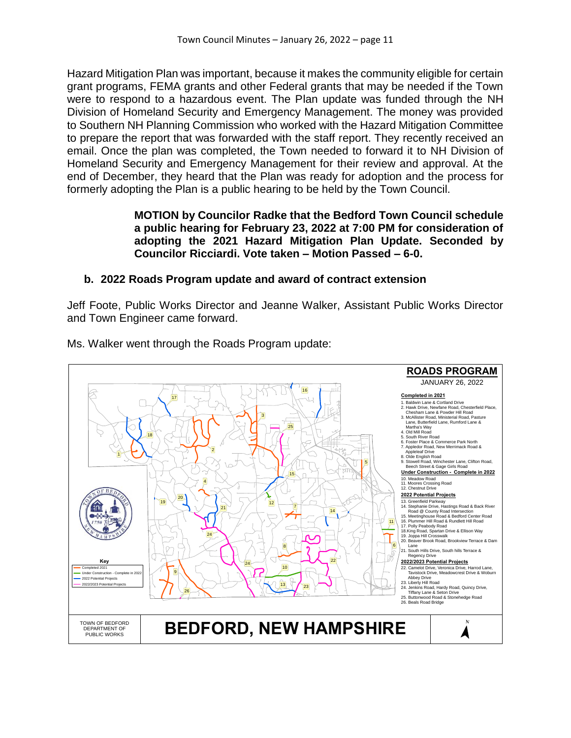Hazard Mitigation Plan was important, because it makes the community eligible for certain grant programs, FEMA grants and other Federal grants that may be needed if the Town were to respond to a hazardous event. The Plan update was funded through the NH Division of Homeland Security and Emergency Management. The money was provided to Southern NH Planning Commission who worked with the Hazard Mitigation Committee to prepare the report that was forwarded with the staff report. They recently received an email. Once the plan was completed, the Town needed to forward it to NH Division of Homeland Security and Emergency Management for their review and approval. At the end of December, they heard that the Plan was ready for adoption and the process for formerly adopting the Plan is a public hearing to be held by the Town Council.

> **MOTION by Councilor Radke that the Bedford Town Council schedule a public hearing for February 23, 2022 at 7:00 PM for consideration of adopting the 2021 Hazard Mitigation Plan Update. Seconded by Councilor Ricciardi. Vote taken – Motion Passed – 6-0.**

### b. 2022 Roads Program update and award of contract extension

Jeff Foote, Public Works Director and Jeanne Walker, Assistant Public Works Director and Town Engineer came forward.

Ms. Walker went through the Roads Program update:

**ROADS PROGRAM**

JANUARY 26, 2022

**Completed in 2021**

1. Baldwin Lane & Cortland Drive
2. Hawk Drive, Newfane Road, Chesterfield Place, Chesham Lane & Powder Hill Road
3. McAllister Road, Ministerial Road, Pasture Lane, Butterfield Lane, Rumford Lane & Martha's Way
4. Old Mill Road
5. South River Road
6. Foster Place & Commerce Park North
7. Appledor Road, New Merrimack Road & Appleleaf Drive
8. Olde English Road
9. Stowell Road, Winchester Lane, Clifton Road, Beech Street & Gage Girls Road

**Under Construction - Complete in 2022**

10. Meadow Road
11. Moores Crossing Road
12. Chestnut Drive

**2022 Potential Projects**

13. Greenfield Parkway
14. Stephanie Drive, Hastings Road & Back River Road @ County Road Intersection
15. Meetinghouse Road & Bedford Center Road
16. Plummer Hill Road & Rundlett Hill Road
17. Polly Peabody Road
18. King Road, Spartan Drive & Ellison Way
19. Joppa Hill Crosswalk
20. Beaver Brook Road, Brookview Terrace & Dam Lane
21. South Hills Drive, South hills Terrace & Regency Drive

**2022/2023 Potential Projects**

22. Camelot Drive, Veronica Drive, Harrod Lane, Tavistock Drive, Meadowcrest Drive & Woburn Abbey Drive
23. Liberty Hill Road
24. Jenkins Road, Hardy Road, Quincy Drive, Tiffany Lane & Seton Drive
25. Buttonwood Road & Stonehedge Road
26. Beals Road Bridge

**Key**

- Completed 2021
- Under Construction - Complete in 2022
- 2022 Potential Projects
- 2022/2023 Potential Projects

TOWN OF BEDFORD DEPARTMENT OF PUBLIC WORKS

**BEDFORD, NEW HAMPSHIRE**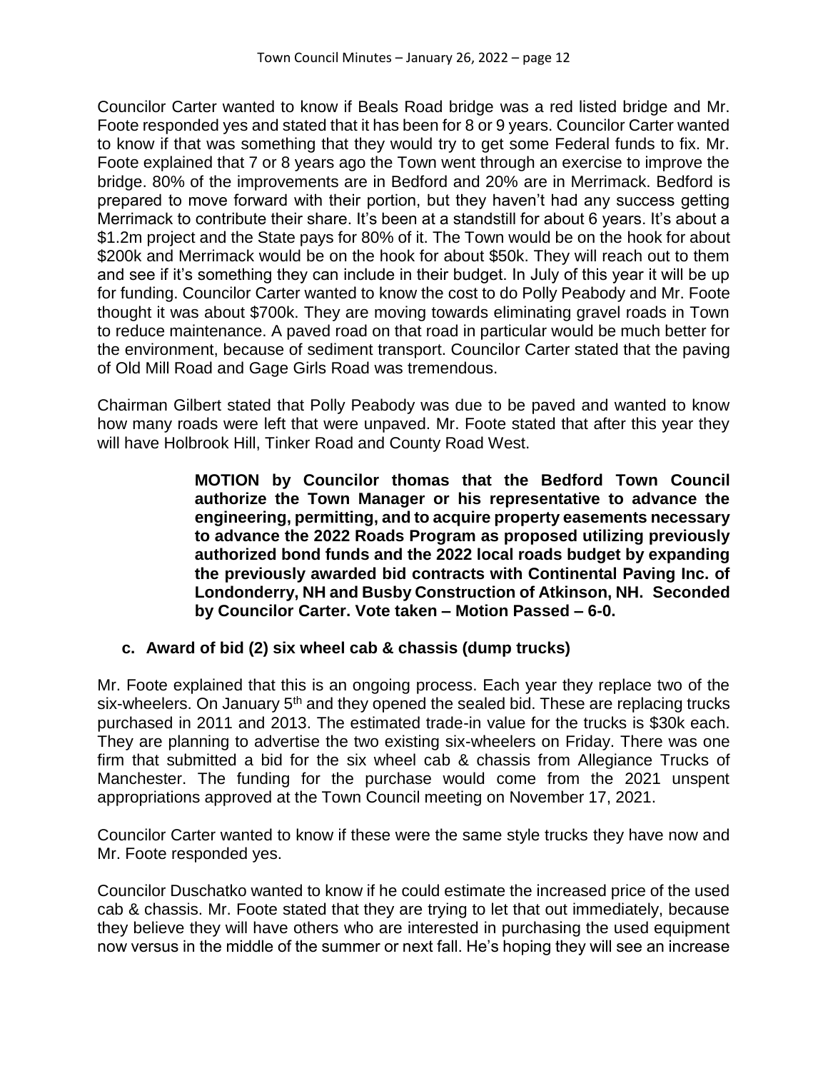Councilor Carter wanted to know if Beals Road bridge was a red listed bridge and Mr. Foote responded yes and stated that it has been for 8 or 9 years. Councilor Carter wanted to know if that was something that they would try to get some Federal funds to fix. Mr. Foote explained that 7 or 8 years ago the Town went through an exercise to improve the bridge. 80% of the improvements are in Bedford and 20% are in Merrimack. Bedford is prepared to move forward with their portion, but they haven't had any success getting Merrimack to contribute their share. It's been at a standstill for about 6 years. It's about a \$1.2m project and the State pays for 80% of it. The Town would be on the hook for about \$200k and Merrimack would be on the hook for about \$50k. They will reach out to them and see if it's something they can include in their budget. In July of this year it will be up for funding. Councilor Carter wanted to know the cost to do Polly Peabody and Mr. Foote thought it was about \$700k. They are moving towards eliminating gravel roads in Town to reduce maintenance. A paved road on that road in particular would be much better for the environment, because of sediment transport. Councilor Carter stated that the paving of Old Mill Road and Gage Girls Road was tremendous.

Chairman Gilbert stated that Polly Peabody was due to be paved and wanted to know how many roads were left that were unpaved. Mr. Foote stated that after this year they will have Holbrook Hill, Tinker Road and County Road West.

> **MOTION by Councilor thomas that the Bedford Town Council authorize the Town Manager or his representative to advance the engineering, permitting, and to acquire property easements necessary to advance the 2022 Roads Program as proposed utilizing previously authorized bond funds and the 2022 local roads budget by expanding the previously awarded bid contracts with Continental Paving Inc. of Londonderry, NH and Busby Construction of Atkinson, NH. Seconded by Councilor Carter. Vote taken – Motion Passed – 6-0.**

**c. Award of bid (2) six wheel cab & chassis (dump trucks)**

Mr. Foote explained that this is an ongoing process. Each year they replace two of the six-wheelers. On January 5th and they opened the sealed bid. These are replacing trucks purchased in 2011 and 2013. The estimated trade-in value for the trucks is \$30k each. They are planning to advertise the two existing six-wheelers on Friday. There was one firm that submitted a bid for the six wheel cab & chassis from Allegiance Trucks of Manchester. The funding for the purchase would come from the 2021 unspent appropriations approved at the Town Council meeting on November 17, 2021.

Councilor Carter wanted to know if these were the same style trucks they have now and Mr. Foote responded yes.

Councilor Duschatko wanted to know if he could estimate the increased price of the used cab & chassis. Mr. Foote stated that they are trying to let that out immediately, because they believe they will have others who are interested in purchasing the used equipment now versus in the middle of the summer or next fall. He's hoping they will see an increase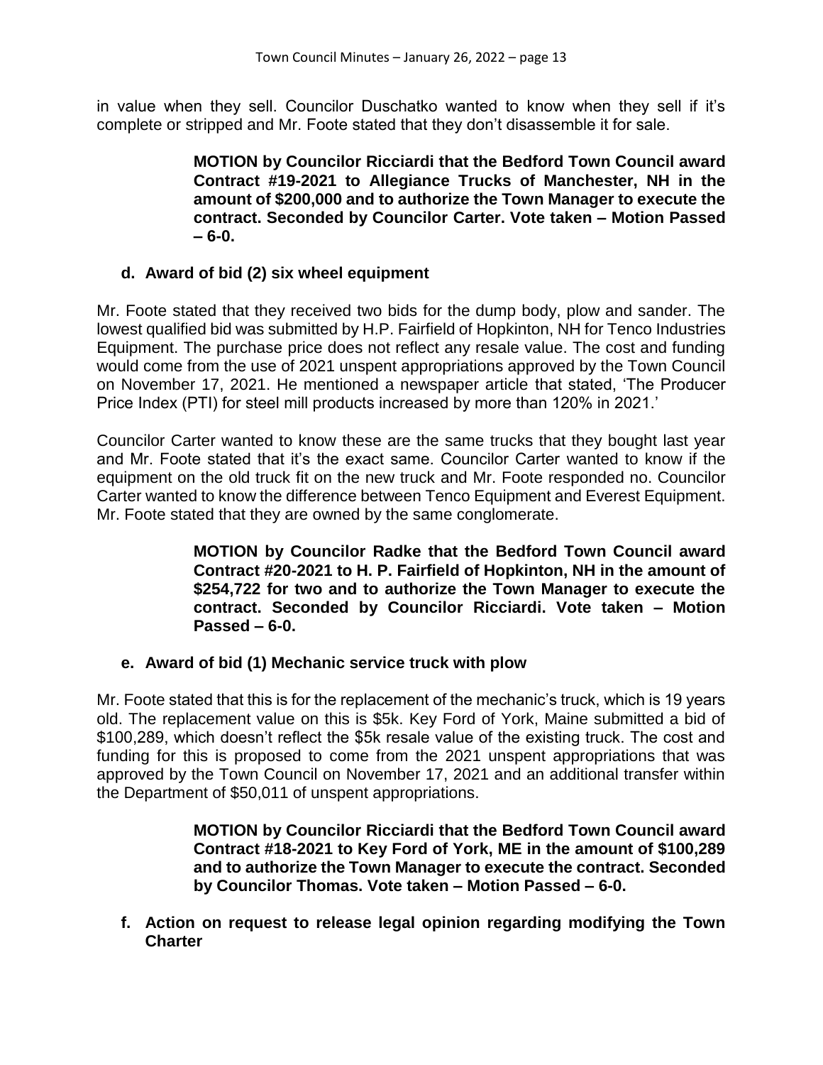in value when they sell. Councilor Duschatko wanted to know when they sell if it's complete or stripped and Mr. Foote stated that they don't disassemble it for sale.

> **MOTION by Councilor Ricciardi that the Bedford Town Council award Contract #19-2021 to Allegiance Trucks of Manchester, NH in the amount of $200,000 and to authorize the Town Manager to execute the contract. Seconded by Councilor Carter. Vote taken – Motion Passed – 6-0.**

**d. Award of bid (2) six wheel equipment**

Mr. Foote stated that they received two bids for the dump body, plow and sander. The lowest qualified bid was submitted by H.P. Fairfield of Hopkinton, NH for Tenco Industries Equipment. The purchase price does not reflect any resale value. The cost and funding would come from the use of 2021 unspent appropriations approved by the Town Council on November 17, 2021. He mentioned a newspaper article that stated, 'The Producer Price Index (PTI) for steel mill products increased by more than 120% in 2021.'

Councilor Carter wanted to know these are the same trucks that they bought last year and Mr. Foote stated that it's the exact same. Councilor Carter wanted to know if the equipment on the old truck fit on the new truck and Mr. Foote responded no. Councilor Carter wanted to know the difference between Tenco Equipment and Everest Equipment. Mr. Foote stated that they are owned by the same conglomerate.

> **MOTION by Councilor Radke that the Bedford Town Council award Contract #20-2021 to H. P. Fairfield of Hopkinton, NH in the amount of $254,722 for two and to authorize the Town Manager to execute the contract. Seconded by Councilor Ricciardi. Vote taken – Motion Passed – 6-0.**

**e. Award of bid (1) Mechanic service truck with plow**

Mr. Foote stated that this is for the replacement of the mechanic's truck, which is 19 years old. The replacement value on this is $5k. Key Ford of York, Maine submitted a bid of $100,289, which doesn't reflect the $5k resale value of the existing truck. The cost and funding for this is proposed to come from the 2021 unspent appropriations that was approved by the Town Council on November 17, 2021 and an additional transfer within the Department of $50,011 of unspent appropriations.

> **MOTION by Councilor Ricciardi that the Bedford Town Council award Contract #18-2021 to Key Ford of York, ME in the amount of $100,289 and to authorize the Town Manager to execute the contract. Seconded by Councilor Thomas. Vote taken – Motion Passed – 6-0.**

**f. Action on request to release legal opinion regarding modifying the Town Charter**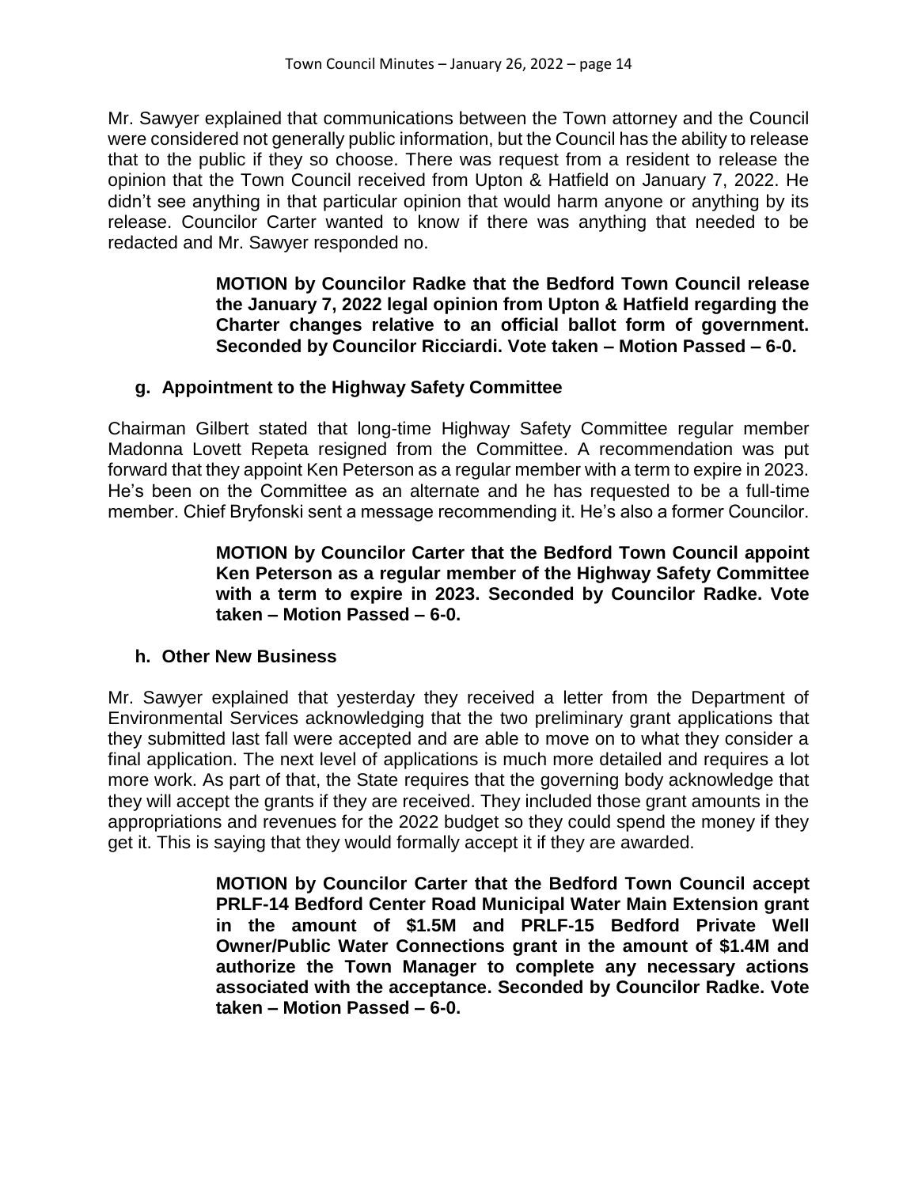Mr. Sawyer explained that communications between the Town attorney and the Council were considered not generally public information, but the Council has the ability to release that to the public if they so choose. There was request from a resident to release the opinion that the Town Council received from Upton & Hatfield on January 7, 2022. He didn't see anything in that particular opinion that would harm anyone or anything by its release. Councilor Carter wanted to know if there was anything that needed to be redacted and Mr. Sawyer responded no.

> **MOTION by Councilor Radke that the Bedford Town Council release the January 7, 2022 legal opinion from Upton & Hatfield regarding the Charter changes relative to an official ballot form of government. Seconded by Councilor Ricciardi. Vote taken – Motion Passed – 6-0.**

**g. Appointment to the Highway Safety Committee**

Chairman Gilbert stated that long-time Highway Safety Committee regular member Madonna Lovett Repeta resigned from the Committee. A recommendation was put forward that they appoint Ken Peterson as a regular member with a term to expire in 2023. He's been on the Committee as an alternate and he has requested to be a full-time member. Chief Bryfonski sent a message recommending it. He's also a former Councilor.

> **MOTION by Councilor Carter that the Bedford Town Council appoint Ken Peterson as a regular member of the Highway Safety Committee with a term to expire in 2023. Seconded by Councilor Radke. Vote taken – Motion Passed – 6-0.**

**h. Other New Business**

Mr. Sawyer explained that yesterday they received a letter from the Department of Environmental Services acknowledging that the two preliminary grant applications that they submitted last fall were accepted and are able to move on to what they consider a final application. The next level of applications is much more detailed and requires a lot more work. As part of that, the State requires that the governing body acknowledge that they will accept the grants if they are received. They included those grant amounts in the appropriations and revenues for the 2022 budget so they could spend the money if they get it. This is saying that they would formally accept it if they are awarded.

> **MOTION by Councilor Carter that the Bedford Town Council accept PRLF-14 Bedford Center Road Municipal Water Main Extension grant in the amount of $1.5M and PRLF-15 Bedford Private Well Owner/Public Water Connections grant in the amount of $1.4M and authorize the Town Manager to complete any necessary actions associated with the acceptance. Seconded by Councilor Radke. Vote taken – Motion Passed – 6-0.**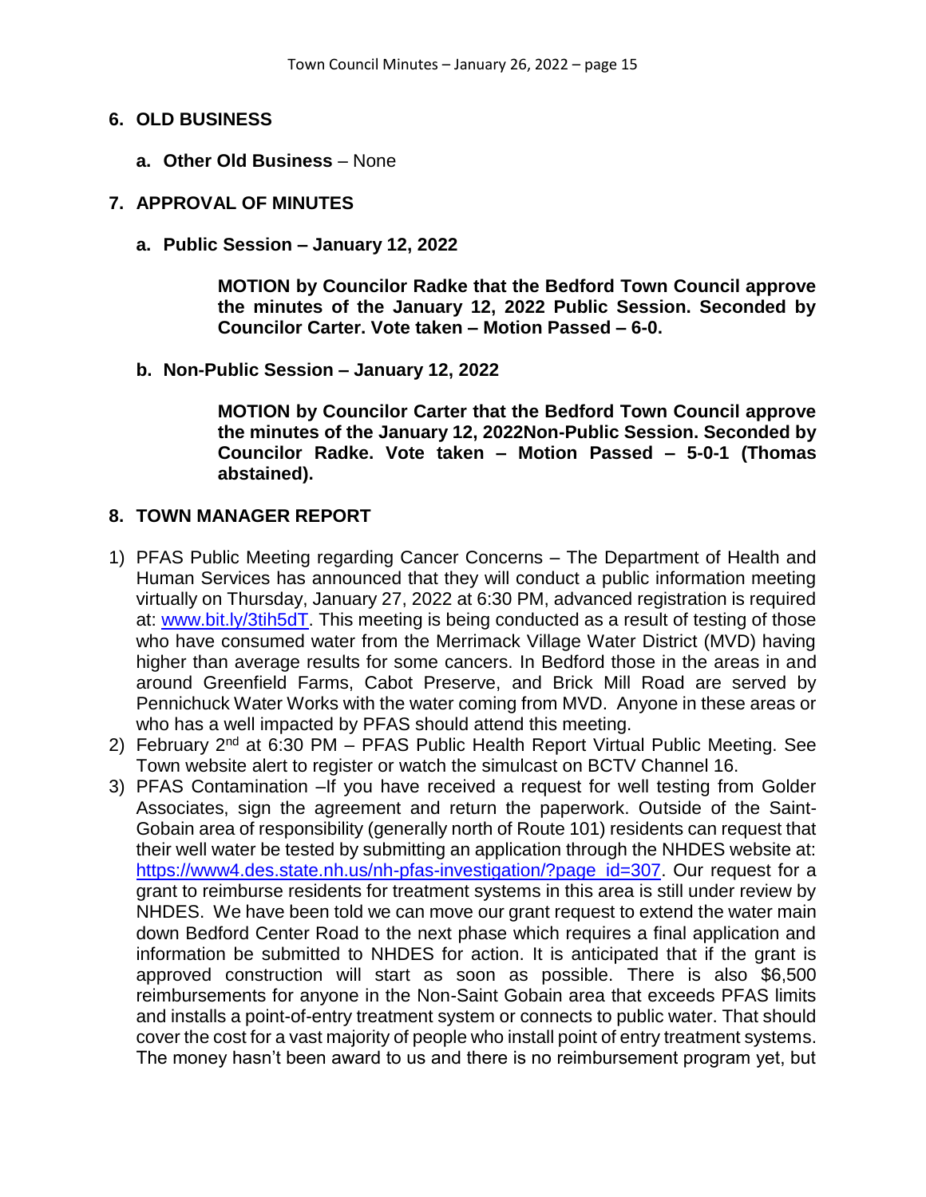## 6. OLD BUSINESS

**a. Other Old Business** – None

## 7. APPROVAL OF MINUTES

**a. Public Session – January 12, 2022**

**MOTION by Councilor Radke that the Bedford Town Council approve the minutes of the January 12, 2022 Public Session. Seconded by Councilor Carter. Vote taken – Motion Passed – 6-0.**

**b. Non-Public Session – January 12, 2022**

**MOTION by Councilor Carter that the Bedford Town Council approve the minutes of the January 12, 2022Non-Public Session. Seconded by Councilor Radke. Vote taken – Motion Passed – 5-0-1 (Thomas abstained).**

## 8. TOWN MANAGER REPORT

1) PFAS Public Meeting regarding Cancer Concerns – The Department of Health and Human Services has announced that they will conduct a public information meeting virtually on Thursday, January 27, 2022 at 6:30 PM, advanced registration is required at: www.bit.ly/3tih5dT. This meeting is being conducted as a result of testing of those who have consumed water from the Merrimack Village Water District (MVD) having higher than average results for some cancers. In Bedford those in the areas in and around Greenfield Farms, Cabot Preserve, and Brick Mill Road are served by Pennichuck Water Works with the water coming from MVD. Anyone in these areas or who has a well impacted by PFAS should attend this meeting.
2) February 2nd at 6:30 PM – PFAS Public Health Report Virtual Public Meeting. See Town website alert to register or watch the simulcast on BCTV Channel 16.
3) PFAS Contamination –If you have received a request for well testing from Golder Associates, sign the agreement and return the paperwork. Outside of the Saint-Gobain area of responsibility (generally north of Route 101) residents can request that their well water be tested by submitting an application through the NHDES website at: https://www4.des.state.nh.us/nh-pfas-investigation/?page_id=307. Our request for a grant to reimburse residents for treatment systems in this area is still under review by NHDES. We have been told we can move our grant request to extend the water main down Bedford Center Road to the next phase which requires a final application and information be submitted to NHDES for action. It is anticipated that if the grant is approved construction will start as soon as possible. There is also $6,500 reimbursements for anyone in the Non-Saint Gobain area that exceeds PFAS limits and installs a point-of-entry treatment system or connects to public water. That should cover the cost for a vast majority of people who install point of entry treatment systems. The money hasn't been award to us and there is no reimbursement program yet, but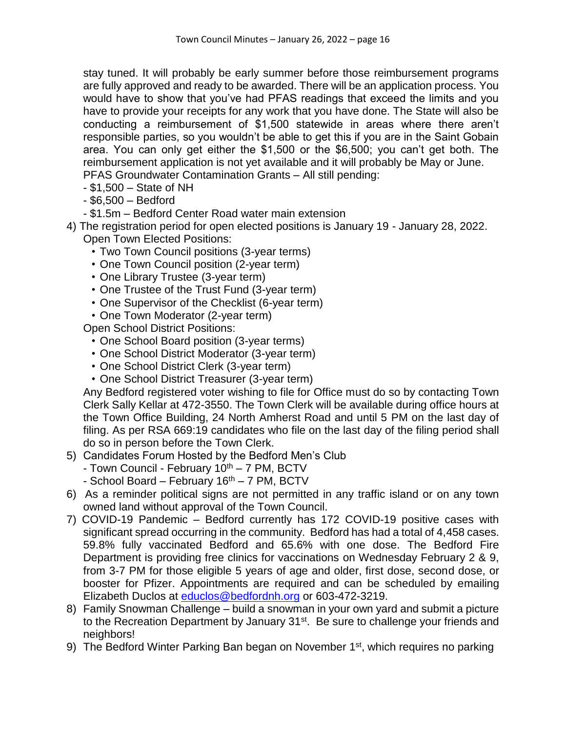stay tuned. It will probably be early summer before those reimbursement programs are fully approved and ready to be awarded. There will be an application process. You would have to show that you've had PFAS readings that exceed the limits and you have to provide your receipts for any work that you have done. The State will also be conducting a reimbursement of $1,500 statewide in areas where there aren't responsible parties, so you wouldn't be able to get this if you are in the Saint Gobain area. You can only get either the $1,500 or the $6,500; you can't get both. The reimbursement application is not yet available and it will probably be May or June.
PFAS Groundwater Contamination Grants – All still pending:
- $1,500 – State of NH
- $6,500 – Bedford
- $1.5m – Bedford Center Road water main extension

4) The registration period for open elected positions is January 19 - January 28, 2022.
Open Town Elected Positions:
   - Two Town Council positions (3-year terms)
   - One Town Council position (2-year term)
   - One Library Trustee (3-year term)
   - One Trustee of the Trust Fund (3-year term)
   - One Supervisor of the Checklist (6-year term)
   - One Town Moderator (2-year term)

   Open School District Positions:
   - One School Board position (3-year terms)
   - One School District Moderator (3-year term)
   - One School District Clerk (3-year term)
   - One School District Treasurer (3-year term)

   Any Bedford registered voter wishing to file for Office must do so by contacting Town Clerk Sally Kellar at 472-3550. The Town Clerk will be available during office hours at the Town Office Building, 24 North Amherst Road and until 5 PM on the last day of filing. As per RSA 669:19 candidates who file on the last day of the filing period shall do so in person before the Town Clerk.
5) Candidates Forum Hosted by the Bedford Men's Club
   - Town Council - February 10th – 7 PM, BCTV
   - School Board – February 16th – 7 PM, BCTV
6) As a reminder political signs are not permitted in any traffic island or on any town owned land without approval of the Town Council.
7) COVID-19 Pandemic – Bedford currently has 172 COVID-19 positive cases with significant spread occurring in the community. Bedford has had a total of 4,458 cases. 59.8% fully vaccinated Bedford and 65.6% with one dose. The Bedford Fire Department is providing free clinics for vaccinations on Wednesday February 2 & 9, from 3-7 PM for those eligible 5 years of age and older, first dose, second dose, or booster for Pfizer. Appointments are required and can be scheduled by emailing Elizabeth Duclos at educlos@bedfordnh.org or 603-472-3219.
8) Family Snowman Challenge – build a snowman in your own yard and submit a picture to the Recreation Department by January 31st. Be sure to challenge your friends and neighbors!
9) The Bedford Winter Parking Ban began on November 1st, which requires no parking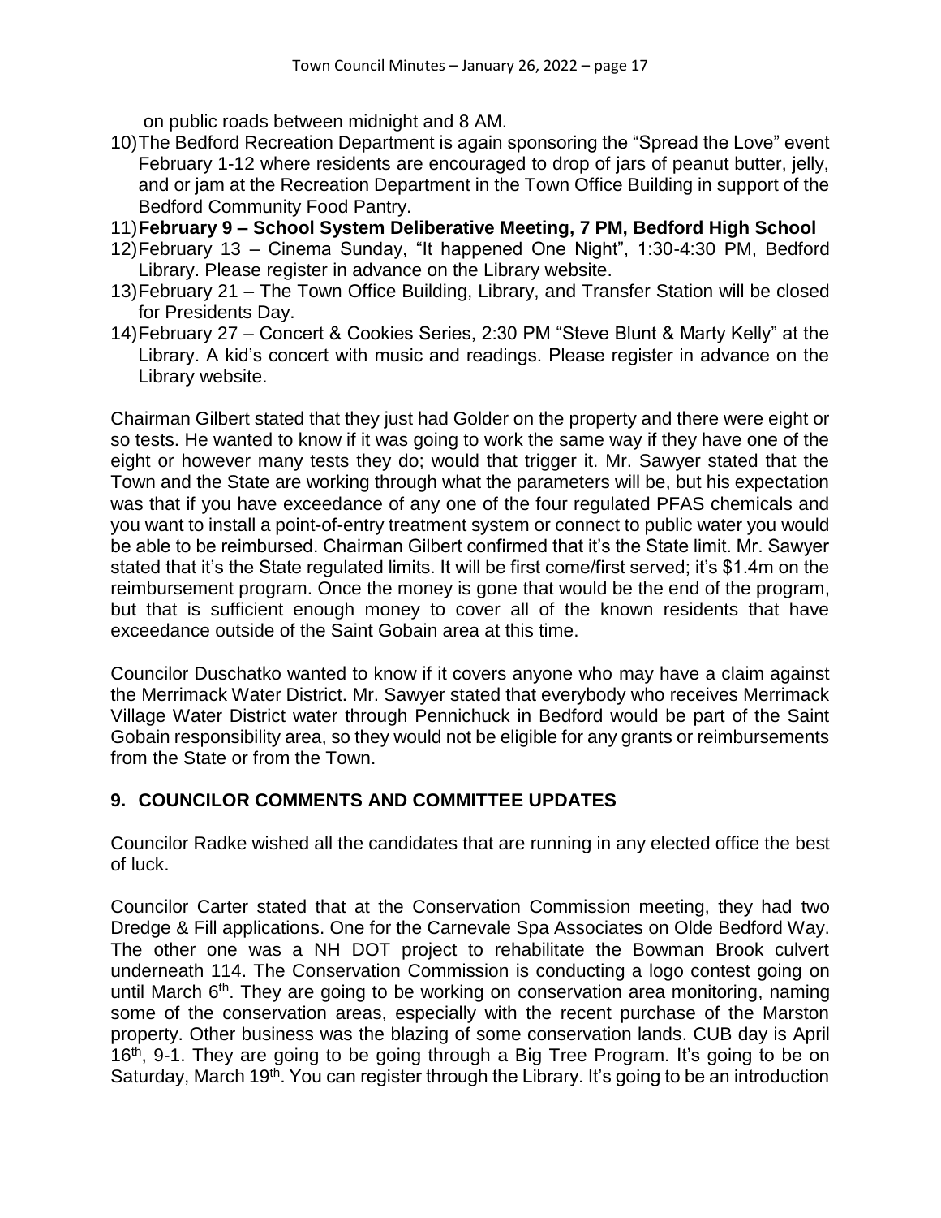on public roads between midnight and 8 AM.

10) The Bedford Recreation Department is again sponsoring the "Spread the Love" event February 1-12 where residents are encouraged to drop of jars of peanut butter, jelly, and or jam at the Recreation Department in the Town Office Building in support of the Bedford Community Food Pantry.
11) **February 9 – School System Deliberative Meeting, 7 PM, Bedford High School**
12) February 13 – Cinema Sunday, "It happened One Night", 1:30-4:30 PM, Bedford Library. Please register in advance on the Library website.
13) February 21 – The Town Office Building, Library, and Transfer Station will be closed for Presidents Day.
14) February 27 – Concert & Cookies Series, 2:30 PM "Steve Blunt & Marty Kelly" at the Library. A kid's concert with music and readings. Please register in advance on the Library website.

Chairman Gilbert stated that they just had Golder on the property and there were eight or so tests. He wanted to know if it was going to work the same way if they have one of the eight or however many tests they do; would that trigger it. Mr. Sawyer stated that the Town and the State are working through what the parameters will be, but his expectation was that if you have exceedance of any one of the four regulated PFAS chemicals and you want to install a point-of-entry treatment system or connect to public water you would be able to be reimbursed. Chairman Gilbert confirmed that it's the State limit. Mr. Sawyer stated that it's the State regulated limits. It will be first come/first served; it's $1.4m on the reimbursement program. Once the money is gone that would be the end of the program, but that is sufficient enough money to cover all of the known residents that have exceedance outside of the Saint Gobain area at this time.

Councilor Duschatko wanted to know if it covers anyone who may have a claim against the Merrimack Water District. Mr. Sawyer stated that everybody who receives Merrimack Village Water District water through Pennichuck in Bedford would be part of the Saint Gobain responsibility area, so they would not be eligible for any grants or reimbursements from the State or from the Town.

## 9. COUNCILOR COMMENTS AND COMMITTEE UPDATES

Councilor Radke wished all the candidates that are running in any elected office the best of luck.

Councilor Carter stated that at the Conservation Commission meeting, they had two Dredge & Fill applications. One for the Carnevale Spa Associates on Olde Bedford Way. The other one was a NH DOT project to rehabilitate the Bowman Brook culvert underneath 114. The Conservation Commission is conducting a logo contest going on until March 6th. They are going to be working on conservation area monitoring, naming some of the conservation areas, especially with the recent purchase of the Marston property. Other business was the blazing of some conservation lands. CUB day is April 16th, 9-1. They are going to be going through a Big Tree Program. It's going to be on Saturday, March 19th. You can register through the Library. It's going to be an introduction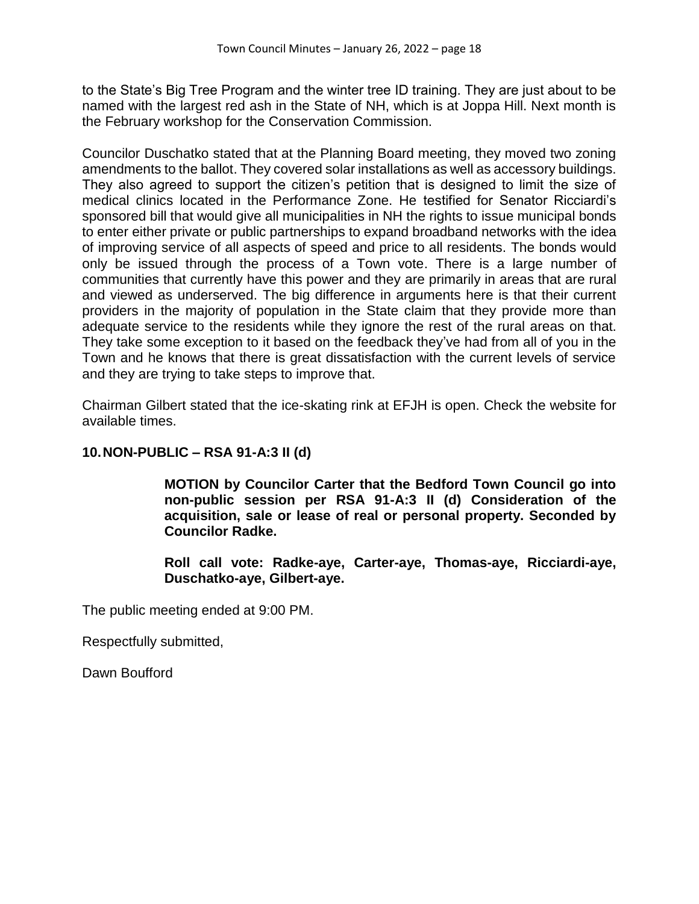to the State's Big Tree Program and the winter tree ID training. They are just about to be named with the largest red ash in the State of NH, which is at Joppa Hill. Next month is the February workshop for the Conservation Commission.

Councilor Duschatko stated that at the Planning Board meeting, they moved two zoning amendments to the ballot. They covered solar installations as well as accessory buildings. They also agreed to support the citizen's petition that is designed to limit the size of medical clinics located in the Performance Zone. He testified for Senator Ricciardi's sponsored bill that would give all municipalities in NH the rights to issue municipal bonds to enter either private or public partnerships to expand broadband networks with the idea of improving service of all aspects of speed and price to all residents. The bonds would only be issued through the process of a Town vote. There is a large number of communities that currently have this power and they are primarily in areas that are rural and viewed as underserved. The big difference in arguments here is that their current providers in the majority of population in the State claim that they provide more than adequate service to the residents while they ignore the rest of the rural areas on that. They take some exception to it based on the feedback they've had from all of you in the Town and he knows that there is great dissatisfaction with the current levels of service and they are trying to take steps to improve that.

Chairman Gilbert stated that the ice-skating rink at EFJH is open. Check the website for available times.

**10. NON-PUBLIC – RSA 91-A:3 II (d)**

> **MOTION by Councilor Carter that the Bedford Town Council go into non-public session per RSA 91-A:3 II (d) Consideration of the acquisition, sale or lease of real or personal property. Seconded by Councilor Radke.**
>
> **Roll call vote: Radke-aye, Carter-aye, Thomas-aye, Ricciardi-aye, Duschatko-aye, Gilbert-aye.**

The public meeting ended at 9:00 PM.

Respectfully submitted,

Dawn Boufford